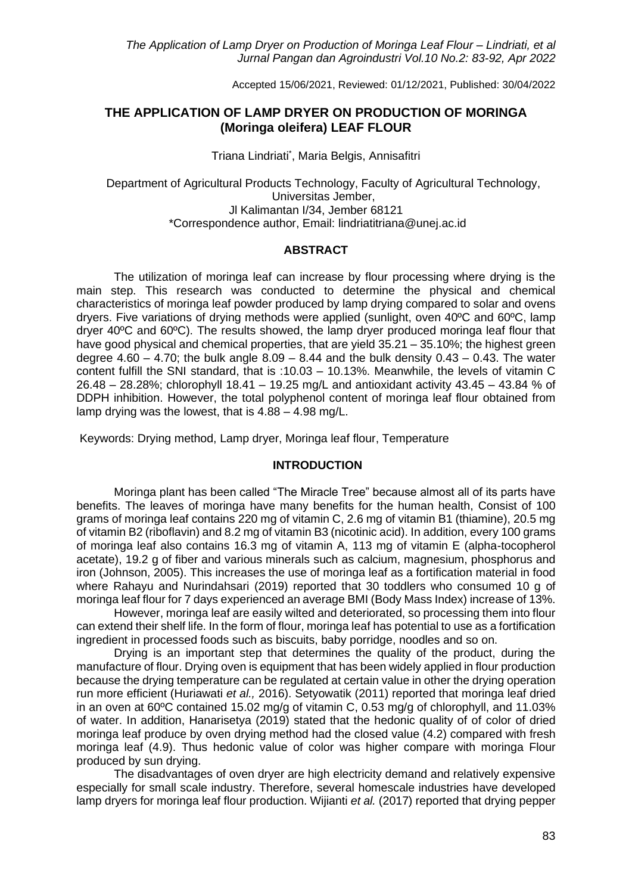Accepted 15/06/2021, Reviewed: 01/12/2021, Published: 30/04/2022

# THE APPLICATION OF LAMP DRYER ON PRODUCTION OF MORINGA (Moringa oleifera) LEAF FLOUR

Triana Lindriati*, Maria Belgis, Annisafitri

Department of Agricultural Products Technology, Faculty of Agricultural Technology, Universitas Jember,
Jl Kalimantan I/34, Jember 68121
*Correspondence author, Email: lindriatitriana@unej.ac.id

## ABSTRACT

The utilization of moringa leaf can increase by flour processing where drying is the main step. This research was conducted to determine the physical and chemical characteristics of moringa leaf powder produced by lamp drying compared to solar and ovens dryers. Five variations of drying methods were applied (sunlight, oven 40ºC and 60ºC, lamp dryer 40ºC and 60ºC). The results showed, the lamp dryer produced moringa leaf flour that have good physical and chemical properties, that are yield 35.21 – 35.10%; the highest green degree 4.60 – 4.70; the bulk angle 8.09 – 8.44 and the bulk density 0.43 – 0.43. The water content fulfill the SNI standard, that is :10.03 – 10.13%. Meanwhile, the levels of vitamin C 26.48 – 28.28%; chlorophyll 18.41 – 19.25 mg/L and antioxidant activity 43.45 – 43.84 % of DDPH inhibition. However, the total polyphenol content of moringa leaf flour obtained from lamp drying was the lowest, that is 4.88 – 4.98 mg/L.

Keywords: Drying method, Lamp dryer, Moringa leaf flour, Temperature

## INTRODUCTION

Moringa plant has been called "The Miracle Tree" because almost all of its parts have benefits. The leaves of moringa have many benefits for the human health, Consist of 100 grams of moringa leaf contains 220 mg of vitamin C, 2.6 mg of vitamin B1 (thiamine), 20.5 mg of vitamin B2 (riboflavin) and 8.2 mg of vitamin B3 (nicotinic acid). In addition, every 100 grams of moringa leaf also contains 16.3 mg of vitamin A, 113 mg of vitamin E (alpha-tocopherol acetate), 19.2 g of fiber and various minerals such as calcium, magnesium, phosphorus and iron (Johnson, 2005). This increases the use of moringa leaf as a fortification material in food where Rahayu and Nurindahsari (2019) reported that 30 toddlers who consumed 10 g of moringa leaf flour for 7 days experienced an average BMI (Body Mass Index) increase of 13%.

However, moringa leaf are easily wilted and deteriorated, so processing them into flour can extend their shelf life. In the form of flour, moringa leaf has potential to use as a fortification ingredient in processed foods such as biscuits, baby porridge, noodles and so on.

Drying is an important step that determines the quality of the product, during the manufacture of flour. Drying oven is equipment that has been widely applied in flour production because the drying temperature can be regulated at certain value in other the drying operation run more efficient (Huriawati *et al.,* 2016). Setyowatik (2011) reported that moringa leaf dried in an oven at 60ºC contained 15.02 mg/g of vitamin C, 0.53 mg/g of chlorophyll, and 11.03% of water. In addition, Hanarisetya (2019) stated that the hedonic quality of of color of dried moringa leaf produce by oven drying method had the closed value (4.2) compared with fresh moringa leaf (4.9). Thus hedonic value of color was higher compare with moringa Flour produced by sun drying.

The disadvantages of oven dryer are high electricity demand and relatively expensive especially for small scale industry. Therefore, several homescale industries have developed lamp dryers for moringa leaf flour production. Wijianti *et al.* (2017) reported that drying pepper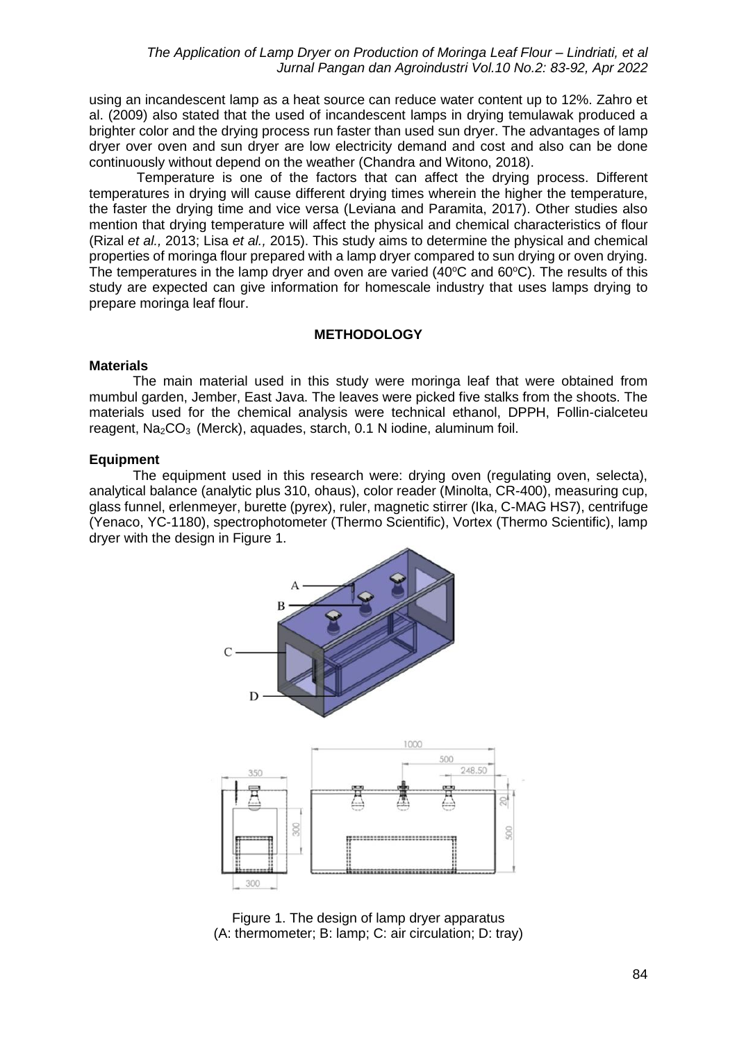using an incandescent lamp as a heat source can reduce water content up to 12%. Zahro et al. (2009) also stated that the used of incandescent lamps in drying temulawak produced a brighter color and the drying process run faster than used sun dryer. The advantages of lamp dryer over oven and sun dryer are low electricity demand and cost and also can be done continuously without depend on the weather (Chandra and Witono, 2018).

Temperature is one of the factors that can affect the drying process. Different temperatures in drying will cause different drying times wherein the higher the temperature, the faster the drying time and vice versa (Leviana and Paramita, 2017). Other studies also mention that drying temperature will affect the physical and chemical characteristics of flour (Rizal *et al.,* 2013; Lisa *et al.,* 2015). This study aims to determine the physical and chemical properties of moringa flour prepared with a lamp dryer compared to sun drying or oven drying. The temperatures in the lamp dryer and oven are varied (40°C and 60°C). The results of this study are expected can give information for homescale industry that uses lamps drying to prepare moringa leaf flour.

## METHODOLOGY

### Materials

The main material used in this study were moringa leaf that were obtained from mumbul garden, Jember, East Java. The leaves were picked five stalks from the shoots. The materials used for the chemical analysis were technical ethanol, DPPH, Follin-cialceteu reagent, $Na_2CO_3$ (Merck), aquades, starch, 0.1 N iodine, aluminum foil.

### Equipment

The equipment used in this research were: drying oven (regulating oven, selecta), analytical balance (analytic plus 310, ohaus), color reader (Minolta, CR-400), measuring cup, glass funnel, erlenmeyer, burette (pyrex), ruler, magnetic stirrer (Ika, C-MAG HS7), centrifuge (Yenaco, YC-1180), spectrophotometer (Thermo Scientific), Vortex (Thermo Scientific), lamp dryer with the design in Figure 1.

Figure 1. The design of lamp dryer apparatus
(A: thermometer; B: lamp; C: air circulation; D: tray)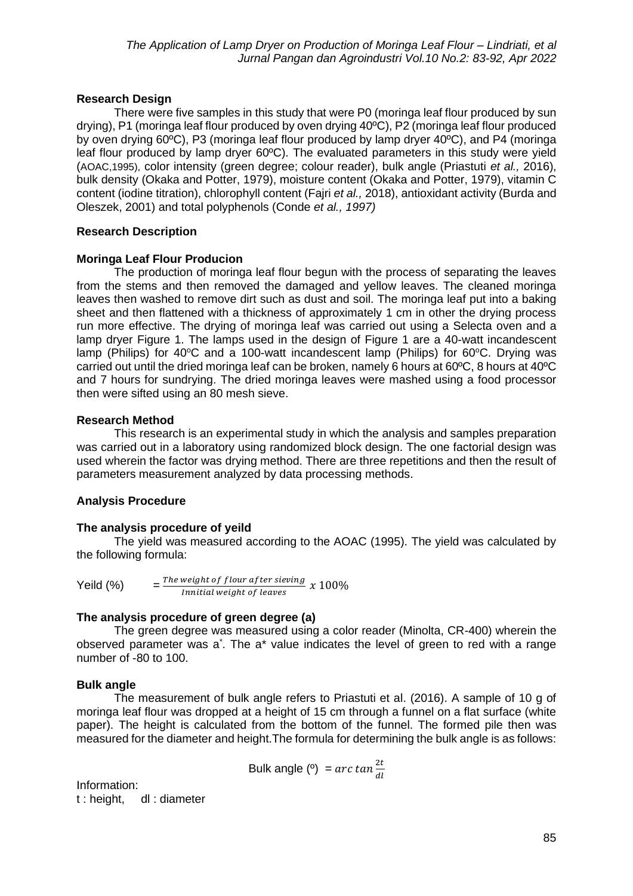### Research Design

There were five samples in this study that were P0 (moringa leaf flour produced by sun drying), P1 (moringa leaf flour produced by oven drying 40ºC), P2 (moringa leaf flour produced by oven drying 60ºC), P3 (moringa leaf flour produced by lamp dryer 40ºC), and P4 (moringa leaf flour produced by lamp dryer 60ºC). The evaluated parameters in this study were yield (AOAC,1995), color intensity (green degree; colour reader), bulk angle (Priastuti *et al.,* 2016), bulk density (Okaka and Potter, 1979), moisture content (Okaka and Potter, 1979), vitamin C content (iodine titration), chlorophyll content (Fajri *et al.,* 2018), antioxidant activity (Burda and Oleszek, 2001) and total polyphenols (Conde *et al., 1997)*

### Research Description

### Moringa Leaf Flour Producion

The production of moringa leaf flour begun with the process of separating the leaves from the stems and then removed the damaged and yellow leaves. The cleaned moringa leaves then washed to remove dirt such as dust and soil. The moringa leaf put into a baking sheet and then flattened with a thickness of approximately 1 cm in other the drying process run more effective. The drying of moringa leaf was carried out using a Selecta oven and a lamp dryer Figure 1. The lamps used in the design of Figure 1 are a 40-watt incandescent lamp (Philips) for 40$^{o}$C and a 100-watt incandescent lamp (Philips) for 60$^{o}$C. Drying was carried out until the dried moringa leaf can be broken, namely 6 hours at 60ºC, 8 hours at 40ºC and 7 hours for sundrying. The dried moringa leaves were mashed using a food processor then were sifted using an 80 mesh sieve.

### Research Method

This research is an experimental study in which the analysis and samples preparation was carried out in a laboratory using randomized block design. The one factorial design was used wherein the factor was drying method. There are three repetitions and then the result of parameters measurement analyzed by data processing methods.

### Analysis Procedure

### The analysis procedure of yeild

The yield was measured according to the AOAC (1995). The yield was calculated by the following formula:

$$\text{Yeild (\%)} = \frac{\text{The weight of flour after sieving}}{\text{Innitial weight of leaves}} \; x \; 100\%$$

### The analysis procedure of green degree (a)

The green degree was measured using a color reader (Minolta, CR-400) wherein the observed parameter was a$^{*}$. The a* value indicates the level of green to red with a range number of -80 to 100.

### Bulk angle

The measurement of bulk angle refers to Priastuti et al. (2016). A sample of 10 g of moringa leaf flour was dropped at a height of 15 cm through a funnel on a flat surface (white paper). The height is calculated from the bottom of the funnel. The formed pile then was measured for the diameter and height.The formula for determining the bulk angle is as follows:

$$\text{Bulk angle (º)} = arc\ tan\ \frac{2t}{dl}$$

Information:
t : height, dl : diameter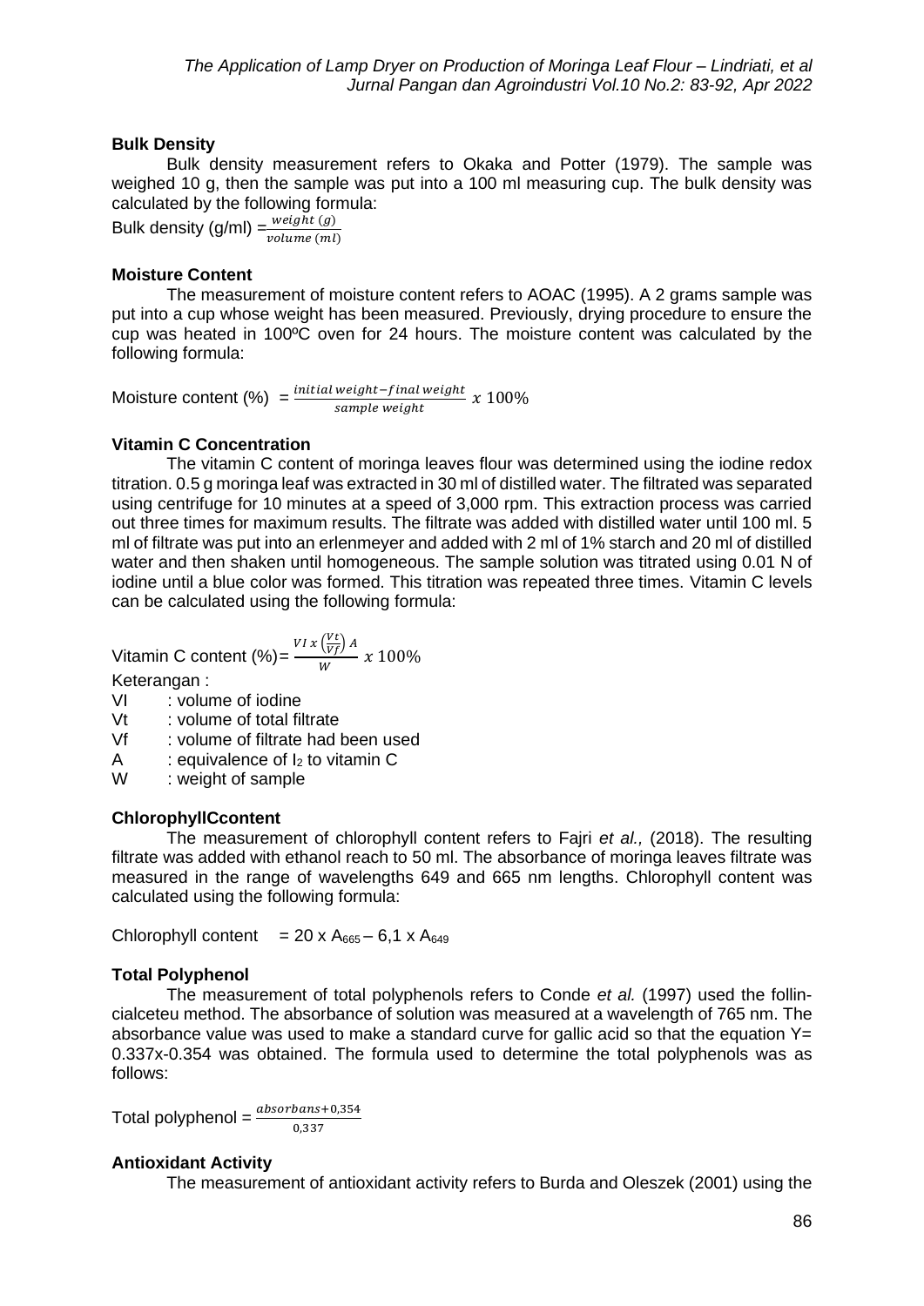**Bulk Density**

Bulk density measurement refers to Okaka and Potter (1979). The sample was weighed 10 g, then the sample was put into a 100 ml measuring cup. The bulk density was calculated by the following formula:

Bulk density (g/ml) $= \frac{weight\ (g)}{volume\ (ml)}$

**Moisture Content**

The measurement of moisture content refers to AOAC (1995). A 2 grams sample was put into a cup whose weight has been measured. Previously, drying procedure to ensure the cup was heated in 100ºC oven for 24 hours. The moisture content was calculated by the following formula:

Moisture content (%) $= \frac{initial\ weight - final\ weight}{sample\ weight}\ x\ 100\%$

**Vitamin C Concentration**

The vitamin C content of moringa leaves flour was determined using the iodine redox titration. 0.5 g moringa leaf was extracted in 30 ml of distilled water. The filtrated was separated using centrifuge for 10 minutes at a speed of 3,000 rpm. This extraction process was carried out three times for maximum results. The filtrate was added with distilled water until 100 ml. 5 ml of filtrate was put into an erlenmeyer and added with 2 ml of 1% starch and 20 ml of distilled water and then shaken until homogeneous. The sample solution was titrated using 0.01 N of iodine until a blue color was formed. This titration was repeated three times. Vitamin C levels can be calculated using the following formula:

Vitamin C content (%) $= \frac{VI\ x\ \left(\frac{Vt}{Vf}\right) A}{W}\ x\ 100\%$

Keterangan :

VI : volume of iodine
Vt : volume of total filtrate
Vf : volume of filtrate had been used
A : equivalence of $I_2$ to vitamin C
W : weight of sample

**ChlorophyllCcontent**

The measurement of chlorophyll content refers to Fajri *et al.,* (2018). The resulting filtrate was added with ethanol reach to 50 ml. The absorbance of moringa leaves filtrate was measured in the range of wavelengths 649 and 665 nm lengths. Chlorophyll content was calculated using the following formula:

Chlorophyll content $= 20 \times A_{665} - 6{,}1 \times A_{649}$

**Total Polyphenol**

The measurement of total polyphenols refers to Conde *et al.* (1997) used the follin-cialceteu method. The absorbance of solution was measured at a wavelength of 765 nm. The absorbance value was used to make a standard curve for gallic acid so that the equation $Y= 0.337x-0.354$ was obtained. The formula used to determine the total polyphenols was as follows:

Total polyphenol $= \frac{absorbans + 0{,}354}{0{,}337}$

**Antioxidant Activity**

The measurement of antioxidant activity refers to Burda and Oleszek (2001) using the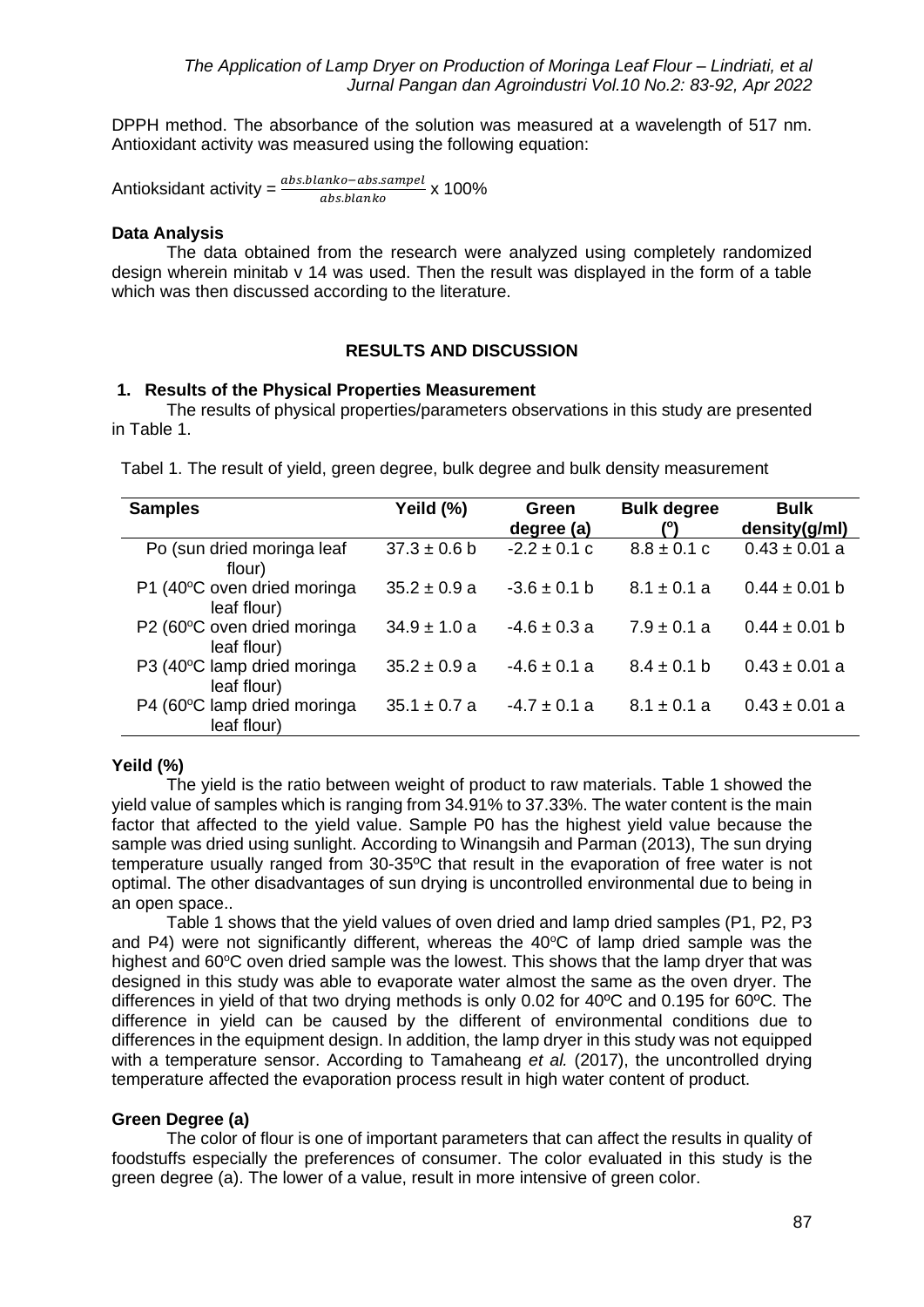DPPH method. The absorbance of the solution was measured at a wavelength of 517 nm. Antioxidant activity was measured using the following equation:

Antioksidant activity = $\frac{abs.blanko - abs.sampel}{abs.blanko}$ x 100%

**Data Analysis**

The data obtained from the research were analyzed using completely randomized design wherein minitab v 14 was used. Then the result was displayed in the form of a table which was then discussed according to the literature.

## RESULTS AND DISCUSSION

### 1. Results of the Physical Properties Measurement

The results of physical properties/parameters observations in this study are presented in Table 1.

Tabel 1. The result of yield, green degree, bulk degree and bulk density measurement

| Samples | Yeild (%) | Green degree (a) | Bulk degree (º) | Bulk density(g/ml) |
|---|---|---|---|---|
| Po (sun dried moringa leaf flour) | 37.3 ± 0.6 b | -2.2 ± 0.1 c | 8.8 ± 0.1 c | 0.43 ± 0.01 a |
| P1 (40ºC oven dried moringa leaf flour) | 35.2 ± 0.9 a | -3.6 ± 0.1 b | 8.1 ± 0.1 a | 0.44 ± 0.01 b |
| P2 (60ºC oven dried moringa leaf flour) | 34.9 ± 1.0 a | -4.6 ± 0.3 a | 7.9 ± 0.1 a | 0.44 ± 0.01 b |
| P3 (40ºC lamp dried moringa leaf flour) | 35.2 ± 0.9 a | -4.6 ± 0.1 a | 8.4 ± 0.1 b | 0.43 ± 0.01 a |
| P4 (60ºC lamp dried moringa leaf flour) | 35.1 ± 0.7 a | -4.7 ± 0.1 a | 8.1 ± 0.1 a | 0.43 ± 0.01 a |

**Yeild (%)**

The yield is the ratio between weight of product to raw materials. Table 1 showed the yield value of samples which is ranging from 34.91% to 37.33%. The water content is the main factor that affected to the yield value. Sample P0 has the highest yield value because the sample was dried using sunlight. According to Winangsih and Parman (2013), The sun drying temperature usually ranged from 30-35ºC that result in the evaporation of free water is not optimal. The other disadvantages of sun drying is uncontrolled environmental due to being in an open space..

Table 1 shows that the yield values of oven dried and lamp dried samples (P1, P2, P3 and P4) were not significantly different, whereas the 40ºC of lamp dried sample was the highest and 60ºC oven dried sample was the lowest. This shows that the lamp dryer that was designed in this study was able to evaporate water almost the same as the oven dryer. The differences in yield of that two drying methods is only 0.02 for 40ºC and 0.195 for 60ºC. The difference in yield can be caused by the different of environmental conditions due to differences in the equipment design. In addition, the lamp dryer in this study was not equipped with a temperature sensor. According to Tamaheang *et al.* (2017), the uncontrolled drying temperature affected the evaporation process result in high water content of product.

**Green Degree (a)**

The color of flour is one of important parameters that can affect the results in quality of foodstuffs especially the preferences of consumer. The color evaluated in this study is the green degree (a). The lower of a value, result in more intensive of green color.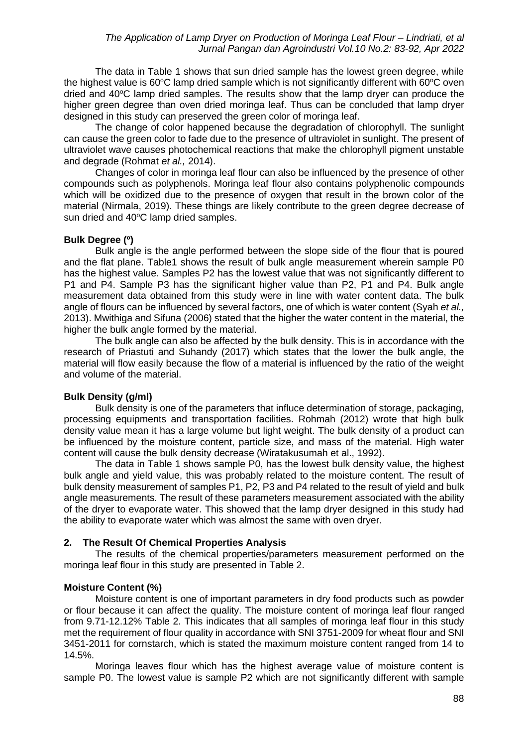The data in Table 1 shows that sun dried sample has the lowest green degree, while the highest value is 60°C lamp dried sample which is not significantly different with 60°C oven dried and 40°C lamp dried samples. The results show that the lamp dryer can produce the higher green degree than oven dried moringa leaf. Thus can be concluded that lamp dryer designed in this study can preserved the green color of moringa leaf.

The change of color happened because the degradation of chlorophyll. The sunlight can cause the green color to fade due to the presence of ultraviolet in sunlight. The present of ultraviolet wave causes photochemical reactions that make the chlorophyll pigment unstable and degrade (Rohmat *et al.,* 2014).

Changes of color in moringa leaf flour can also be influenced by the presence of other compounds such as polyphenols. Moringa leaf flour also contains polyphenolic compounds which will be oxidized due to the presence of oxygen that result in the brown color of the material (Nirmala, 2019). These things are likely contribute to the green degree decrease of sun dried and 40°C lamp dried samples.

### Bulk Degree (°)

Bulk angle is the angle performed between the slope side of the flour that is poured and the flat plane. Table1 shows the result of bulk angle measurement wherein sample P0 has the highest value. Samples P2 has the lowest value that was not significantly different to P1 and P4. Sample P3 has the significant higher value than P2, P1 and P4. Bulk angle measurement data obtained from this study were in line with water content data. The bulk angle of flours can be influenced by several factors, one of which is water content (Syah *et al.,* 2013). Mwithiga and Sifuna (2006) stated that the higher the water content in the material, the higher the bulk angle formed by the material.

The bulk angle can also be affected by the bulk density. This is in accordance with the research of Priastuti and Suhandy (2017) which states that the lower the bulk angle, the material will flow easily because the flow of a material is influenced by the ratio of the weight and volume of the material.

### Bulk Density (g/ml)

Bulk density is one of the parameters that influce determination of storage, packaging, processing equipments and transportation facilities. Rohmah (2012) wrote that high bulk density value mean it has a large volume but light weight. The bulk density of a product can be influenced by the moisture content, particle size, and mass of the material. High water content will cause the bulk density decrease (Wiratakusumah et al., 1992).

The data in Table 1 shows sample P0, has the lowest bulk density value, the highest bulk angle and yield value, this was probably related to the moisture content. The result of bulk density measurement of samples P1, P2, P3 and P4 related to the result of yield and bulk angle measurements. The result of these parameters measurement associated with the ability of the dryer to evaporate water. This showed that the lamp dryer designed in this study had the ability to evaporate water which was almost the same with oven dryer.

## 2. The Result Of Chemical Properties Analysis

The results of the chemical properties/parameters measurement performed on the moringa leaf flour in this study are presented in Table 2.

### Moisture Content (%)

Moisture content is one of important parameters in dry food products such as powder or flour because it can affect the quality. The moisture content of moringa leaf flour ranged from 9.71-12.12% Table 2. This indicates that all samples of moringa leaf flour in this study met the requirement of flour quality in accordance with SNI 3751-2009 for wheat flour and SNI 3451-2011 for cornstarch, which is stated the maximum moisture content ranged from 14 to 14.5%.

Moringa leaves flour which has the highest average value of moisture content is sample P0. The lowest value is sample P2 which are not significantly different with sample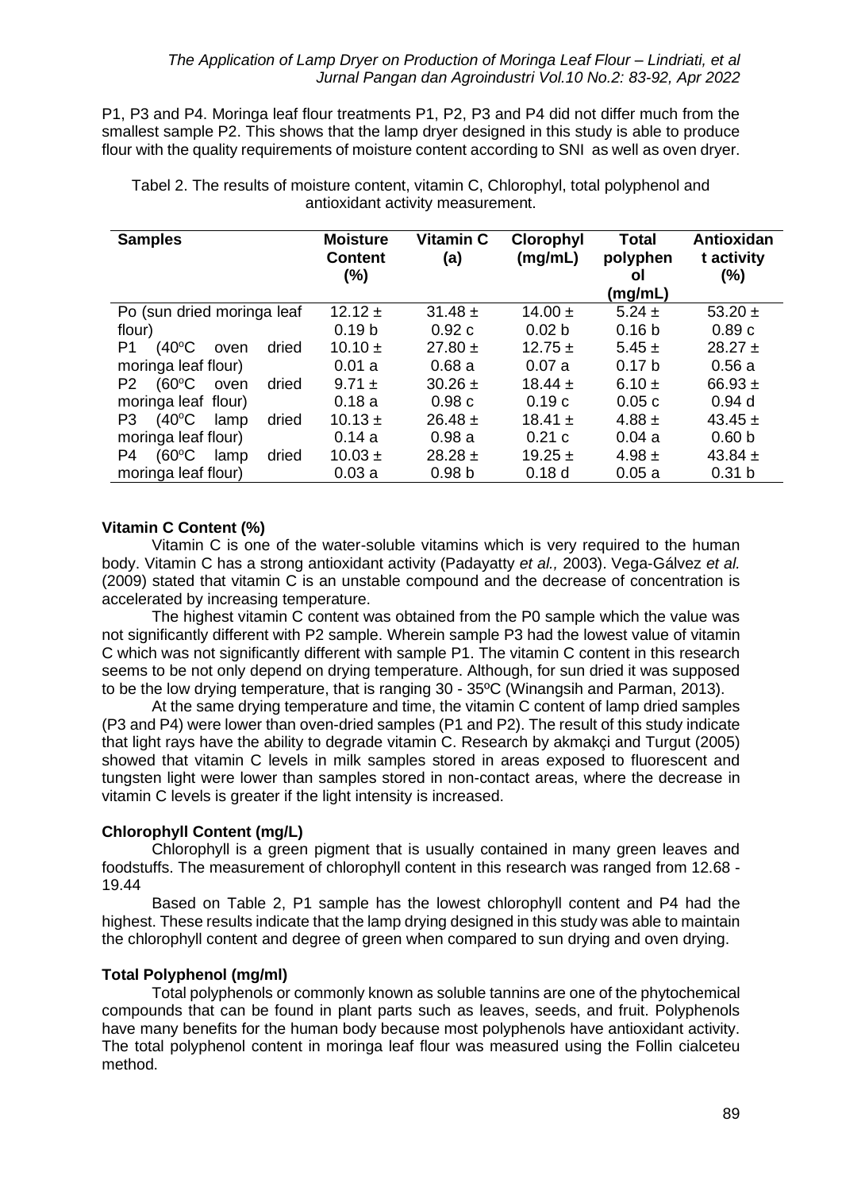P1, P3 and P4. Moringa leaf flour treatments P1, P2, P3 and P4 did not differ much from the smallest sample P2. This shows that the lamp dryer designed in this study is able to produce flour with the quality requirements of moisture content according to SNI as well as oven dryer.

Tabel 2. The results of moisture content, vitamin C, Chlorophyl, total polyphenol and antioxidant activity measurement.

| Samples | Moisture Content (%) | Vitamin C (a) | Clorophyl (mg/mL) | Total polyphenol (mg/mL) | Antioxidant activity (%) |
|---|---|---|---|---|---|
| Po (sun dried moringa leaf flour) | 12.12 ± 0.19 b | 31.48 ± 0.92 c | 14.00 ± 0.02 b | 5.24 ± 0.16 b | 53.20 ± 0.89 c |
| P1 (40°C oven dried moringa leaf flour) | 10.10 ± 0.01 a | 27.80 ± 0.68 a | 12.75 ± 0.07 a | 5.45 ± 0.17 b | 28.27 ± 0.56 a |
| P2 (60°C oven dried moringa leaf flour) | 9.71 ± 0.18 a | 30.26 ± 0.98 c | 18.44 ± 0.19 c | 6.10 ± 0.05 c | 66.93 ± 0.94 d |
| P3 (40°C lamp dried moringa leaf flour) | 10.13 ± 0.14 a | 26.48 ± 0.98 a | 18.41 ± 0.21 c | 4.88 ± 0.04 a | 43.45 ± 0.60 b |
| P4 (60°C lamp dried moringa leaf flour) | 10.03 ± 0.03 a | 28.28 ± 0.98 b | 19.25 ± 0.18 d | 4.98 ± 0.05 a | 43.84 ± 0.31 b |

### Vitamin C Content (%)

Vitamin C is one of the water-soluble vitamins which is very required to the human body. Vitamin C has a strong antioxidant activity (Padayatty *et al.,* 2003). Vega-Gálvez *et al.* (2009) stated that vitamin C is an unstable compound and the decrease of concentration is accelerated by increasing temperature.

The highest vitamin C content was obtained from the P0 sample which the value was not significantly different with P2 sample. Wherein sample P3 had the lowest value of vitamin C which was not significantly different with sample P1. The vitamin C content in this research seems to be not only depend on drying temperature. Although, for sun dried it was supposed to be the low drying temperature, that is ranging 30 - 35ºC (Winangsih and Parman, 2013).

At the same drying temperature and time, the vitamin C content of lamp dried samples (P3 and P4) were lower than oven-dried samples (P1 and P2). The result of this study indicate that light rays have the ability to degrade vitamin C. Research by akmakçi and Turgut (2005) showed that vitamin C levels in milk samples stored in areas exposed to fluorescent and tungsten light were lower than samples stored in non-contact areas, where the decrease in vitamin C levels is greater if the light intensity is increased.

### Chlorophyll Content (mg/L)

Chlorophyll is a green pigment that is usually contained in many green leaves and foodstuffs. The measurement of chlorophyll content in this research was ranged from 12.68 - 19.44

Based on Table 2, P1 sample has the lowest chlorophyll content and P4 had the highest. These results indicate that the lamp drying designed in this study was able to maintain the chlorophyll content and degree of green when compared to sun drying and oven drying.

### Total Polyphenol (mg/ml)

Total polyphenols or commonly known as soluble tannins are one of the phytochemical compounds that can be found in plant parts such as leaves, seeds, and fruit. Polyphenols have many benefits for the human body because most polyphenols have antioxidant activity. The total polyphenol content in moringa leaf flour was measured using the Follin cialceteu method.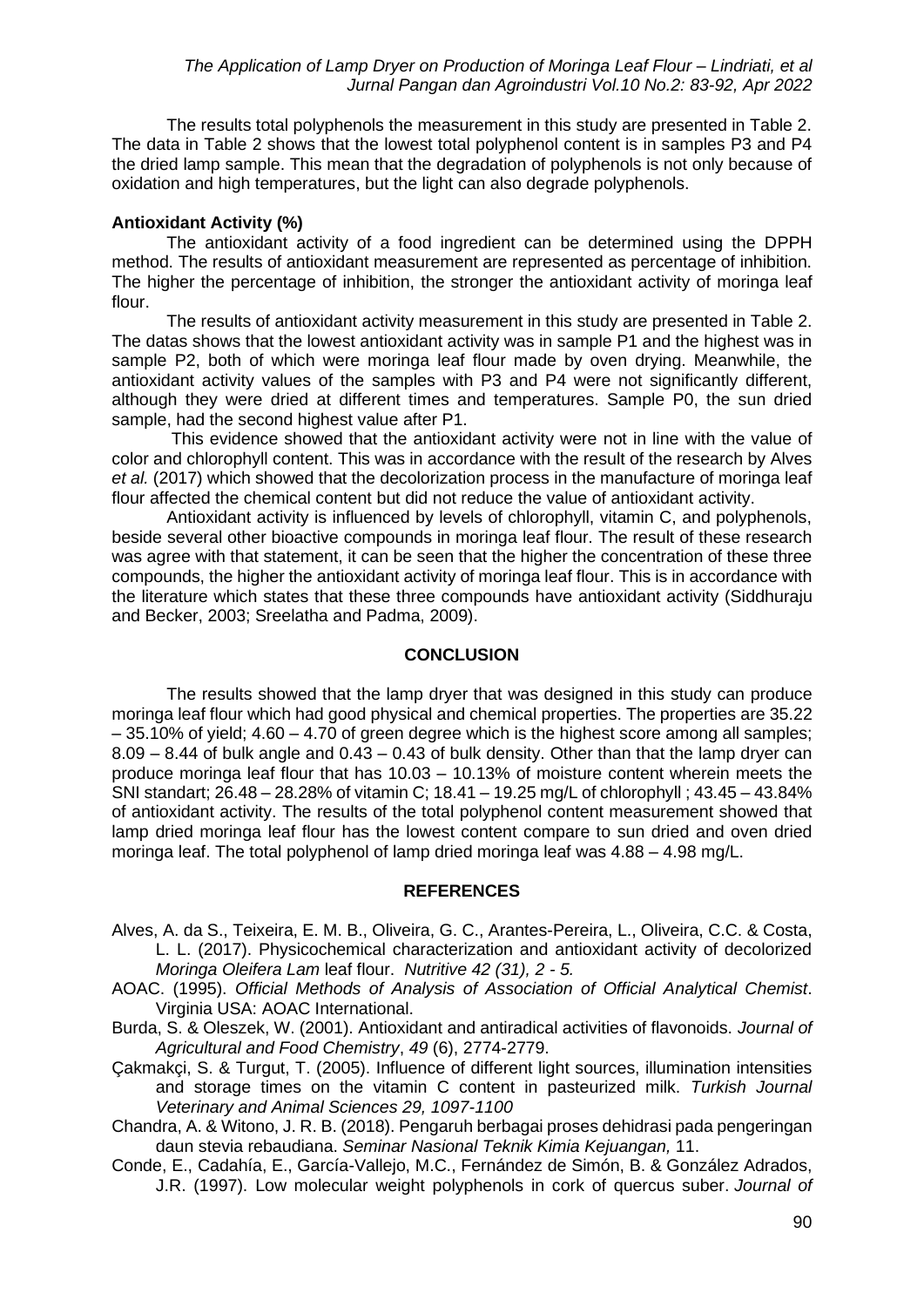The results total polyphenols the measurement in this study are presented in Table 2. The data in Table 2 shows that the lowest total polyphenol content is in samples P3 and P4 the dried lamp sample. This mean that the degradation of polyphenols is not only because of oxidation and high temperatures, but the light can also degrade polyphenols.

**Antioxidant Activity (%)**

The antioxidant activity of a food ingredient can be determined using the DPPH method. The results of antioxidant measurement are represented as percentage of inhibition. The higher the percentage of inhibition, the stronger the antioxidant activity of moringa leaf flour.

The results of antioxidant activity measurement in this study are presented in Table 2. The datas shows that the lowest antioxidant activity was in sample P1 and the highest was in sample P2, both of which were moringa leaf flour made by oven drying. Meanwhile, the antioxidant activity values of the samples with P3 and P4 were not significantly different, although they were dried at different times and temperatures. Sample P0, the sun dried sample, had the second highest value after P1.

This evidence showed that the antioxidant activity were not in line with the value of color and chlorophyll content. This was in accordance with the result of the research by Alves *et al.* (2017) which showed that the decolorization process in the manufacture of moringa leaf flour affected the chemical content but did not reduce the value of antioxidant activity.

Antioxidant activity is influenced by levels of chlorophyll, vitamin C, and polyphenols, beside several other bioactive compounds in moringa leaf flour. The result of these research was agree with that statement, it can be seen that the higher the concentration of these three compounds, the higher the antioxidant activity of moringa leaf flour. This is in accordance with the literature which states that these three compounds have antioxidant activity (Siddhuraju and Becker, 2003; Sreelatha and Padma, 2009).

## CONCLUSION

The results showed that the lamp dryer that was designed in this study can produce moringa leaf flour which had good physical and chemical properties. The properties are 35.22 – 35.10% of yield; 4.60 – 4.70 of green degree which is the highest score among all samples; 8.09 – 8.44 of bulk angle and 0.43 – 0.43 of bulk density. Other than that the lamp dryer can produce moringa leaf flour that has 10.03 – 10.13% of moisture content wherein meets the SNI standart; 26.48 – 28.28% of vitamin C; 18.41 – 19.25 mg/L of chlorophyll ; 43.45 – 43.84% of antioxidant activity. The results of the total polyphenol content measurement showed that lamp dried moringa leaf flour has the lowest content compare to sun dried and oven dried moringa leaf. The total polyphenol of lamp dried moringa leaf was 4.88 – 4.98 mg/L.

## REFERENCES

Alves, A. da S., Teixeira, E. M. B., Oliveira, G. C., Arantes-Pereira, L., Oliveira, C.C. & Costa, L. L. (2017). Physicochemical characterization and antioxidant activity of decolorized *Moringa Oleifera Lam* leaf flour. *Nutritive 42 (31), 2 - 5.*

AOAC. (1995). *Official Methods of Analysis of Association of Official Analytical Chemist*. Virginia USA: AOAC International.

Burda, S. & Oleszek, W. (2001). Antioxidant and antiradical activities of flavonoids. *Journal of Agricultural and Food Chemistry*, *49* (6), 2774-2779.

Çakmakçi, S. & Turgut, T. (2005). Influence of different light sources, illumination intensities and storage times on the vitamin C content in pasteurized milk. *Turkish Journal Veterinary and Animal Sciences 29, 1097-1100*

Chandra, A. & Witono, J. R. B. (2018). Pengaruh berbagai proses dehidrasi pada pengeringan daun stevia rebaudiana. *Seminar Nasional Teknik Kimia Kejuangan,* 11.

Conde, E., Cadahía, E., García-Vallejo, M.C., Fernández de Simón, B. & González Adrados, J.R. (1997). Low molecular weight polyphenols in cork of quercus suber. *Journal of*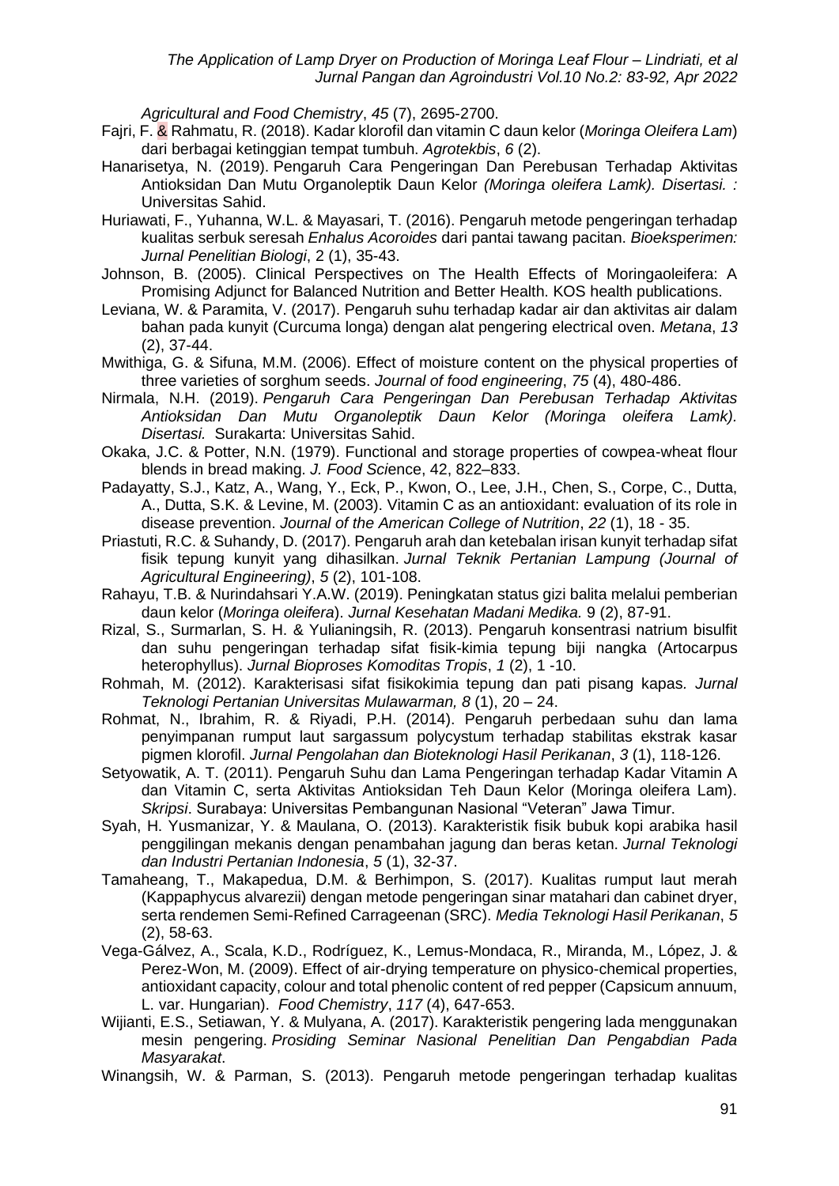*Agricultural and Food Chemistry*, *45* (7), 2695-2700.

Fajri, F. & Rahmatu, R. (2018). Kadar klorofil dan vitamin C daun kelor (*Moringa Oleifera Lam*) dari berbagai ketinggian tempat tumbuh. *Agrotekbis*, *6* (2).

Hanarisetya, N. (2019). Pengaruh Cara Pengeringan Dan Perebusan Terhadap Aktivitas Antioksidan Dan Mutu Organoleptik Daun Kelor *(Moringa oleifera Lamk). Disertasi. :* Universitas Sahid.

Huriawati, F., Yuhanna, W.L. & Mayasari, T. (2016). Pengaruh metode pengeringan terhadap kualitas serbuk seresah *Enhalus Acoroides* dari pantai tawang pacitan. *Bioeksperimen: Jurnal Penelitian Biologi*, 2 (1), 35-43.

Johnson, B. (2005). Clinical Perspectives on The Health Effects of Moringaoleifera: A Promising Adjunct for Balanced Nutrition and Better Health. KOS health publications.

Leviana, W. & Paramita, V. (2017). Pengaruh suhu terhadap kadar air dan aktivitas air dalam bahan pada kunyit (Curcuma longa) dengan alat pengering electrical oven. *Metana*, *13* (2), 37-44.

Mwithiga, G. & Sifuna, M.M. (2006). Effect of moisture content on the physical properties of three varieties of sorghum seeds. *Journal of food engineering*, *75* (4), 480-486.

Nirmala, N.H. (2019). *Pengaruh Cara Pengeringan Dan Perebusan Terhadap Aktivitas Antioksidan Dan Mutu Organoleptik Daun Kelor (Moringa oleifera Lamk). Disertasi.* Surakarta: Universitas Sahid.

Okaka, J.C. & Potter, N.N. (1979). Functional and storage properties of cowpea-wheat flour blends in bread making. *J. Food Sci*ence, 42, 822–833.

Padayatty, S.J., Katz, A., Wang, Y., Eck, P., Kwon, O., Lee, J.H., Chen, S., Corpe, C., Dutta, A., Dutta, S.K. & Levine, M. (2003). Vitamin C as an antioxidant: evaluation of its role in disease prevention. *Journal of the American College of Nutrition*, *22* (1), 18 - 35.

Priastuti, R.C. & Suhandy, D. (2017). Pengaruh arah dan ketebalan irisan kunyit terhadap sifat fisik tepung kunyit yang dihasilkan. *Jurnal Teknik Pertanian Lampung (Journal of Agricultural Engineering)*, *5* (2), 101-108.

Rahayu, T.B. & Nurindahsari Y.A.W. (2019). Peningkatan status gizi balita melalui pemberian daun kelor (*Moringa oleifera*). *Jurnal Kesehatan Madani Medika.* 9 (2), 87-91.

Rizal, S., Surmarlan, S. H. & Yulianingsih, R. (2013). Pengaruh konsentrasi natrium bisulfit dan suhu pengeringan terhadap sifat fisik-kimia tepung biji nangka (Artocarpus heterophyllus). *Jurnal Bioproses Komoditas Tropis*, *1* (2), 1 -10.

Rohmah, M. (2012). Karakterisasi sifat fisikokimia tepung dan pati pisang kapas. *Jurnal Teknologi Pertanian Universitas Mulawarman, 8* (1), 20 – 24.

Rohmat, N., Ibrahim, R. & Riyadi, P.H. (2014). Pengaruh perbedaan suhu dan lama penyimpanan rumput laut sargassum polycystum terhadap stabilitas ekstrak kasar pigmen klorofil. *Jurnal Pengolahan dan Bioteknologi Hasil Perikanan*, *3* (1), 118-126.

Setyowatik, A. T. (2011). Pengaruh Suhu dan Lama Pengeringan terhadap Kadar Vitamin A dan Vitamin C, serta Aktivitas Antioksidan Teh Daun Kelor (Moringa oleifera Lam). *Skripsi*. Surabaya: Universitas Pembangunan Nasional "Veteran" Jawa Timur.

Syah, H. Yusmanizar, Y. & Maulana, O. (2013). Karakteristik fisik bubuk kopi arabika hasil penggilingan mekanis dengan penambahan jagung dan beras ketan. *Jurnal Teknologi dan Industri Pertanian Indonesia*, *5* (1), 32-37.

Tamaheang, T., Makapedua, D.M. & Berhimpon, S. (2017). Kualitas rumput laut merah (Kappaphycus alvarezii) dengan metode pengeringan sinar matahari dan cabinet dryer, serta rendemen Semi-Refined Carrageenan (SRC). *Media Teknologi Hasil Perikanan*, *5* (2), 58-63.

Vega-Gálvez, A., Scala, K.D., Rodríguez, K., Lemus-Mondaca, R., Miranda, M., López, J. & Perez-Won, M. (2009). Effect of air-drying temperature on physico-chemical properties, antioxidant capacity, colour and total phenolic content of red pepper (Capsicum annuum, L. var. Hungarian). *Food Chemistry*, *117* (4), 647-653.

Wijianti, E.S., Setiawan, Y. & Mulyana, A. (2017). Karakteristik pengering lada menggunakan mesin pengering. *Prosiding Seminar Nasional Penelitian Dan Pengabdian Pada Masyarakat*.

Winangsih, W. & Parman, S. (2013). Pengaruh metode pengeringan terhadap kualitas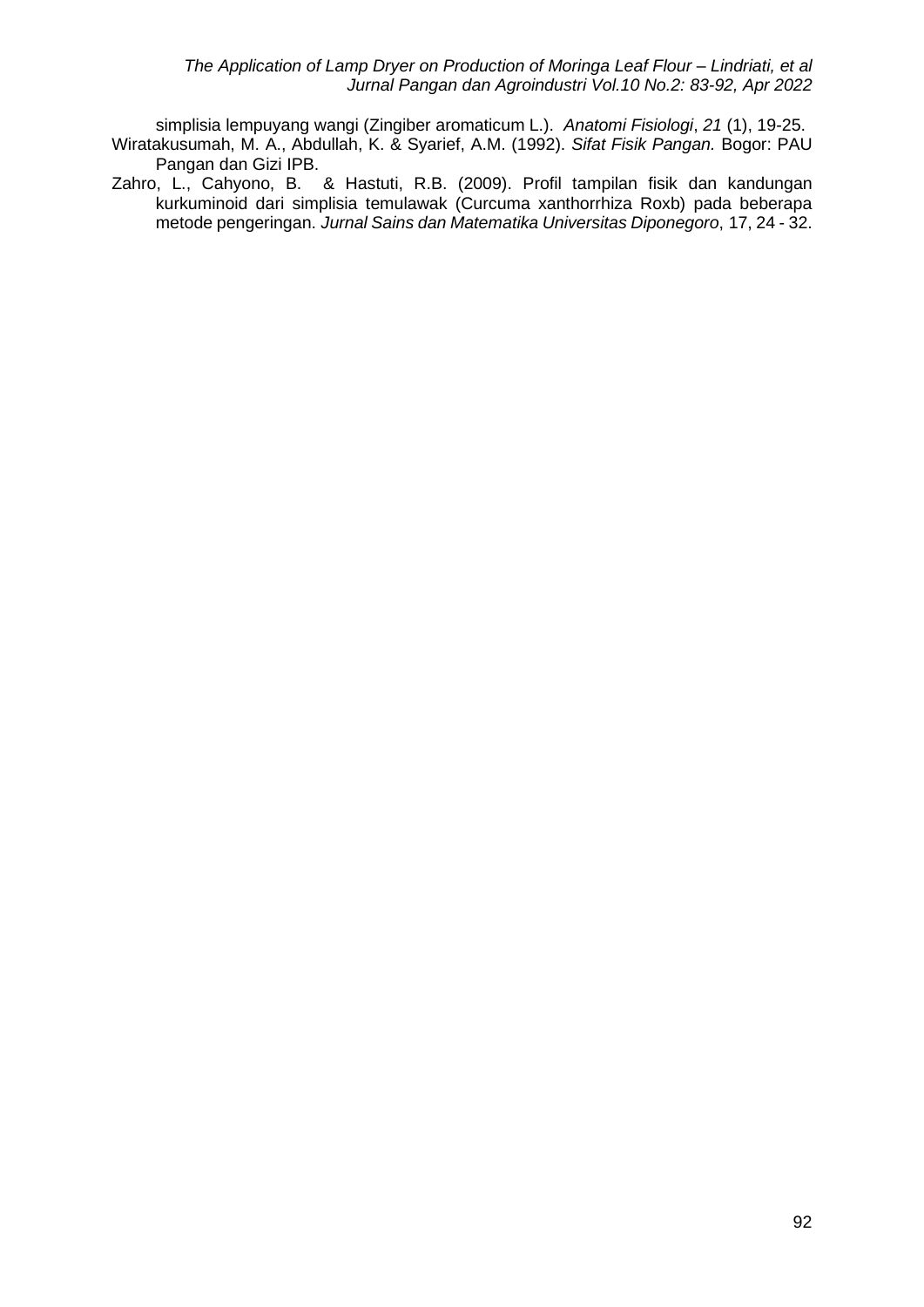simplisia lempuyang wangi (Zingiber aromaticum L.). *Anatomi Fisiologi*, *21* (1), 19-25.

Wiratakusumah, M. A., Abdullah, K. & Syarief, A.M. (1992). *Sifat Fisik Pangan.* Bogor: PAU Pangan dan Gizi IPB.

Zahro, L., Cahyono, B. & Hastuti, R.B. (2009). Profil tampilan fisik dan kandungan kurkuminoid dari simplisia temulawak (Curcuma xanthorrhiza Roxb) pada beberapa metode pengeringan. *Jurnal Sains dan Matematika Universitas Diponegoro*, 17, 24 - 32.